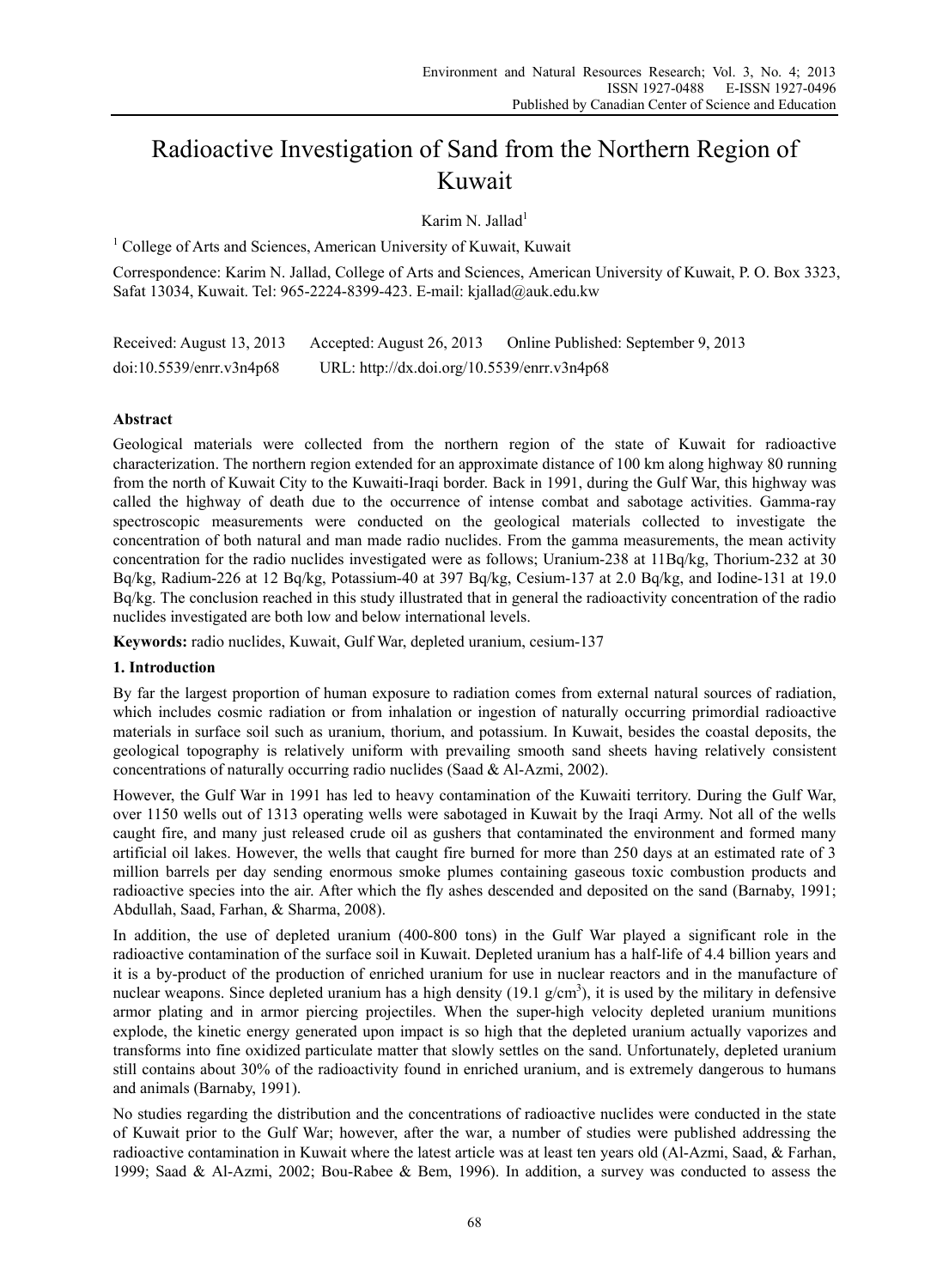# Radioactive Investigation of Sand from the Northern Region of Kuwait

Karim N. Jallad[1]

[1] College of Arts and Sciences, American University of Kuwait, Kuwait

Correspondence: Karim N. Jallad, College of Arts and Sciences, American University of Kuwait, P. O. Box 3323, Safat 13034, Kuwait. Tel: 965-2224-8399-423. E-mail: kjallad@auk.edu.kw

Received: August 13, 2013 Accepted: August 26, 2013 Online Published: September 9, 2013

doi:10.5539/enrr.v3n4p68 URL: http://dx.doi.org/10.5539/enrr.v3n4p68

## Abstract

Geological materials were collected from the northern region of the state of Kuwait for radioactive characterization. The northern region extended for an approximate distance of 100 km along highway 80 running from the north of Kuwait City to the Kuwaiti-Iraqi border. Back in 1991, during the Gulf War, this highway was called the highway of death due to the occurrence of intense combat and sabotage activities. Gamma-ray spectroscopic measurements were conducted on the geological materials collected to investigate the concentration of both natural and man made radio nuclides. From the gamma measurements, the mean activity concentration for the radio nuclides investigated were as follows; Uranium-238 at 11Bq/kg, Thorium-232 at 30 Bq/kg, Radium-226 at 12 Bq/kg, Potassium-40 at 397 Bq/kg, Cesium-137 at 2.0 Bq/kg, and Iodine-131 at 19.0 Bq/kg. The conclusion reached in this study illustrated that in general the radioactivity concentration of the radio nuclides investigated are both low and below international levels.

**Keywords:** radio nuclides, Kuwait, Gulf War, depleted uranium, cesium-137

## 1. Introduction

By far the largest proportion of human exposure to radiation comes from external natural sources of radiation, which includes cosmic radiation or from inhalation or ingestion of naturally occurring primordial radioactive materials in surface soil such as uranium, thorium, and potassium. In Kuwait, besides the coastal deposits, the geological topography is relatively uniform with prevailing smooth sand sheets having relatively consistent concentrations of naturally occurring radio nuclides (Saad & Al-Azmi, 2002).

However, the Gulf War in 1991 has led to heavy contamination of the Kuwaiti territory. During the Gulf War, over 1150 wells out of 1313 operating wells were sabotaged in Kuwait by the Iraqi Army. Not all of the wells caught fire, and many just released crude oil as gushers that contaminated the environment and formed many artificial oil lakes. However, the wells that caught fire burned for more than 250 days at an estimated rate of 3 million barrels per day sending enormous smoke plumes containing gaseous toxic combustion products and radioactive species into the air. After which the fly ashes descended and deposited on the sand (Barnaby, 1991; Abdullah, Saad, Farhan, & Sharma, 2008).

In addition, the use of depleted uranium (400-800 tons) in the Gulf War played a significant role in the radioactive contamination of the surface soil in Kuwait. Depleted uranium has a half-life of 4.4 billion years and it is a by-product of the production of enriched uranium for use in nuclear reactors and in the manufacture of nuclear weapons. Since depleted uranium has a high density (19.1 g/cm$^3$), it is used by the military in defensive armor plating and in armor piercing projectiles. When the super-high velocity depleted uranium munitions explode, the kinetic energy generated upon impact is so high that the depleted uranium actually vaporizes and transforms into fine oxidized particulate matter that slowly settles on the sand. Unfortunately, depleted uranium still contains about 30% of the radioactivity found in enriched uranium, and is extremely dangerous to humans and animals (Barnaby, 1991).

No studies regarding the distribution and the concentrations of radioactive nuclides were conducted in the state of Kuwait prior to the Gulf War; however, after the war, a number of studies were published addressing the radioactive contamination in Kuwait where the latest article was at least ten years old (Al-Azmi, Saad, & Farhan, 1999; Saad & Al-Azmi, 2002; Bou-Rabee & Bem, 1996). In addition, a survey was conducted to assess the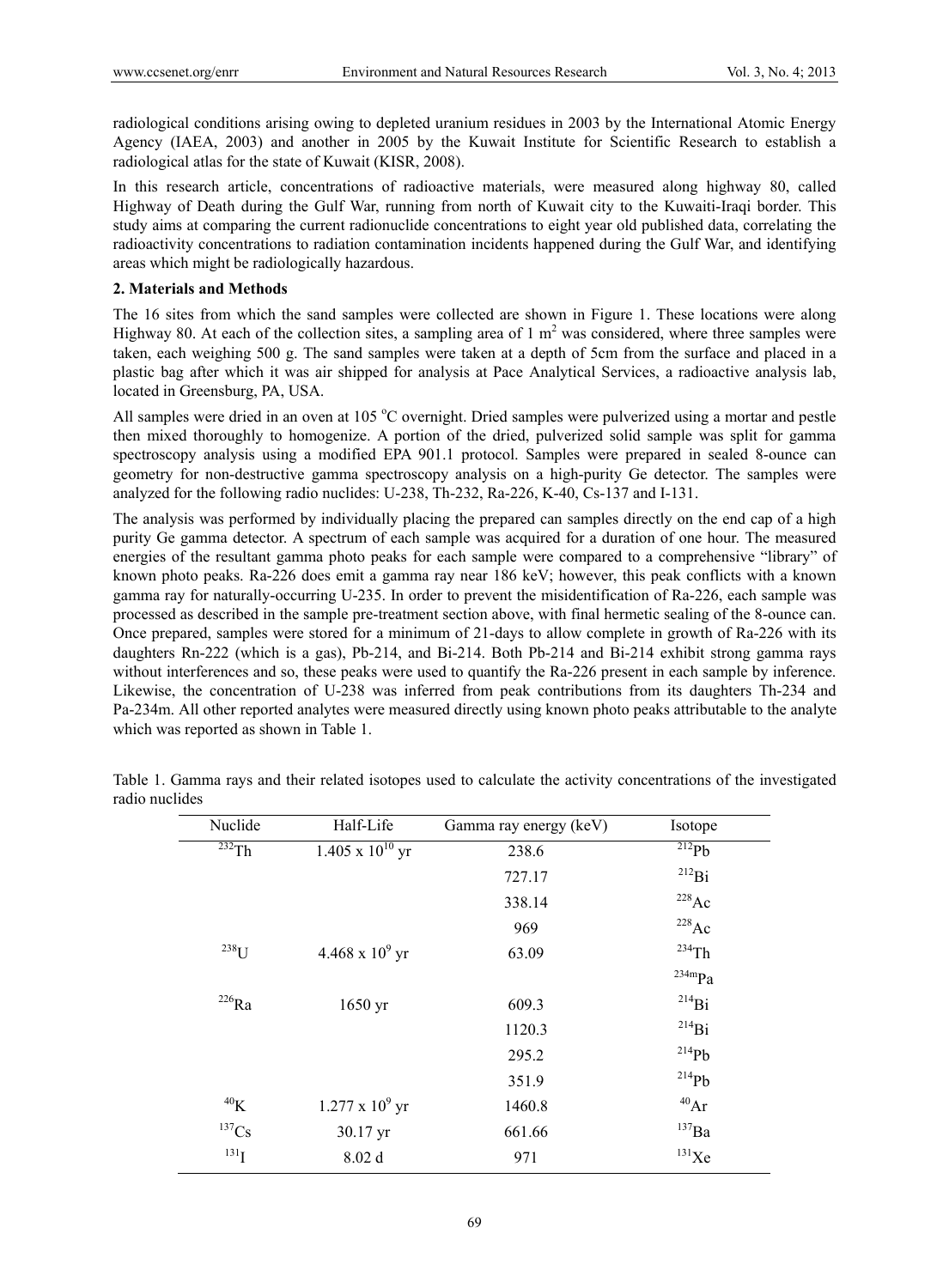radiological conditions arising owing to depleted uranium residues in 2003 by the International Atomic Energy Agency (IAEA, 2003) and another in 2005 by the Kuwait Institute for Scientific Research to establish a radiological atlas for the state of Kuwait (KISR, 2008).

In this research article, concentrations of radioactive materials, were measured along highway 80, called Highway of Death during the Gulf War, running from north of Kuwait city to the Kuwaiti-Iraqi border. This study aims at comparing the current radionuclide concentrations to eight year old published data, correlating the radioactivity concentrations to radiation contamination incidents happened during the Gulf War, and identifying areas which might be radiologically hazardous.

## 2. Materials and Methods

The 16 sites from which the sand samples were collected are shown in Figure 1. These locations were along Highway 80. At each of the collection sites, a sampling area of 1 $m^2$ was considered, where three samples were taken, each weighing 500 g. The sand samples were taken at a depth of 5cm from the surface and placed in a plastic bag after which it was air shipped for analysis at Pace Analytical Services, a radioactive analysis lab, located in Greensburg, PA, USA.

All samples were dried in an oven at 105 $^oC$ overnight. Dried samples were pulverized using a mortar and pestle then mixed thoroughly to homogenize. A portion of the dried, pulverized solid sample was split for gamma spectroscopy analysis using a modified EPA 901.1 protocol. Samples were prepared in sealed 8-ounce can geometry for non-destructive gamma spectroscopy analysis on a high-purity Ge detector. The samples were analyzed for the following radio nuclides: U-238, Th-232, Ra-226, K-40, Cs-137 and I-131.

The analysis was performed by individually placing the prepared can samples directly on the end cap of a high purity Ge gamma detector. A spectrum of each sample was acquired for a duration of one hour. The measured energies of the resultant gamma photo peaks for each sample were compared to a comprehensive "library" of known photo peaks. Ra-226 does emit a gamma ray near 186 keV; however, this peak conflicts with a known gamma ray for naturally-occurring U-235. In order to prevent the misidentification of Ra-226, each sample was processed as described in the sample pre-treatment section above, with final hermetic sealing of the 8-ounce can. Once prepared, samples were stored for a minimum of 21-days to allow complete in growth of Ra-226 with its daughters Rn-222 (which is a gas), Pb-214, and Bi-214. Both Pb-214 and Bi-214 exhibit strong gamma rays without interferences and so, these peaks were used to quantify the Ra-226 present in each sample by inference. Likewise, the concentration of U-238 was inferred from peak contributions from its daughters Th-234 and Pa-234m. All other reported analytes were measured directly using known photo peaks attributable to the analyte which was reported as shown in Table 1.

Table 1. Gamma rays and their related isotopes used to calculate the activity concentrations of the investigated radio nuclides

| Nuclide | Half-Life | Gamma ray energy (keV) | Isotope |
|---|---|---|---|
| $^{232}Th$ | $1.405 \times 10^{10}$ yr | 238.6 | $^{212}Pb$ |
| | | 727.17 | $^{212}Bi$ |
| | | 338.14 | $^{228}Ac$ |
| | | 969 | $^{228}Ac$ |
| $^{238}U$ | $4.468 \times 10^{9}$ yr | 63.09 | $^{234}Th$ |
| | | | $^{234m}Pa$ |
| $^{226}Ra$ | 1650 yr | 609.3 | $^{214}Bi$ |
| | | 1120.3 | $^{214}Bi$ |
| | | 295.2 | $^{214}Pb$ |
| | | 351.9 | $^{214}Pb$ |
| $^{40}K$ | $1.277 \times 10^{9}$ yr | 1460.8 | $^{40}Ar$ |
| $^{137}Cs$ | 30.17 yr | 661.66 | $^{137}Ba$ |
| $^{131}I$ | 8.02 d | 971 | $^{131}Xe$ |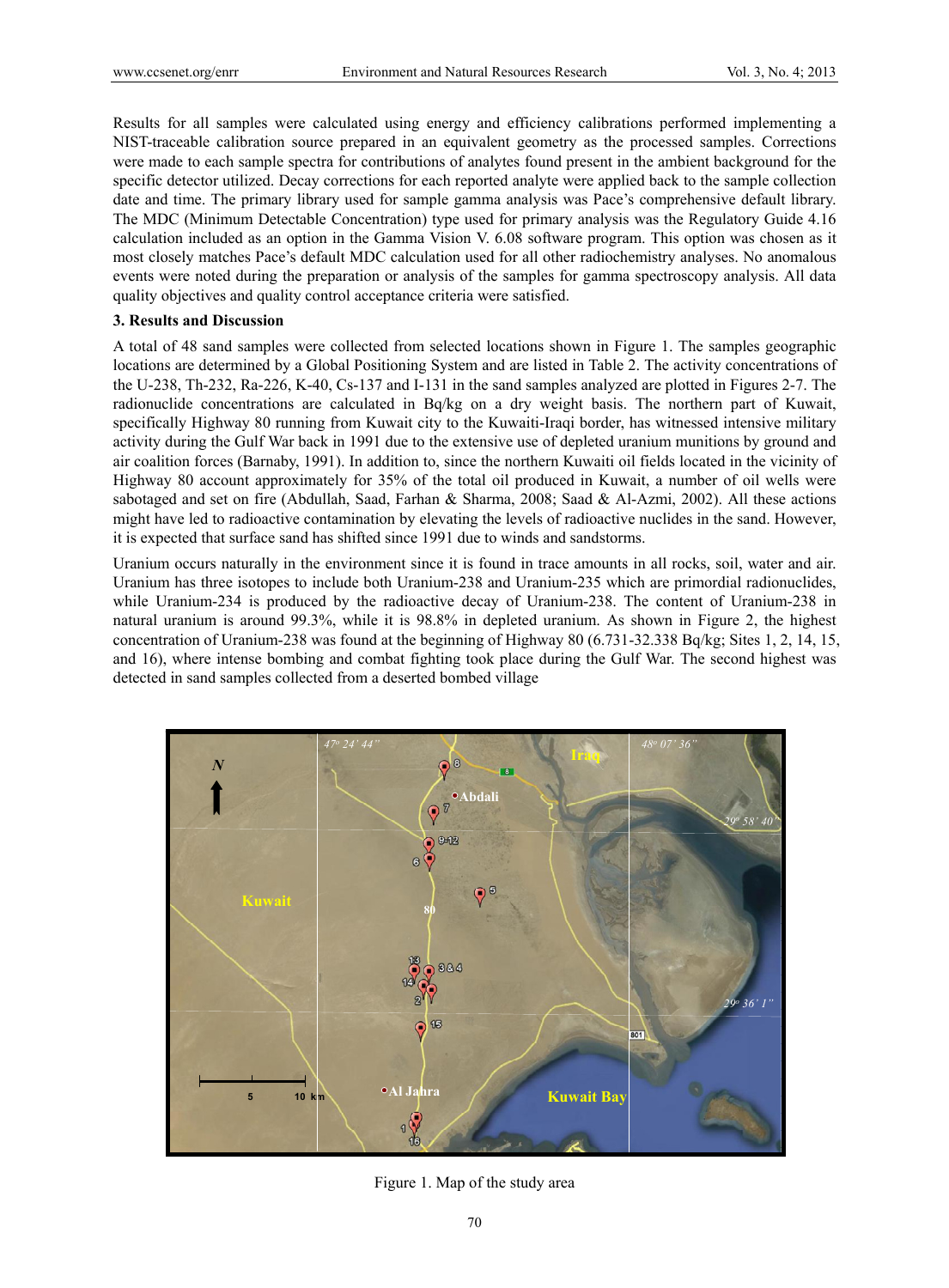Results for all samples were calculated using energy and efficiency calibrations performed implementing a NIST-traceable calibration source prepared in an equivalent geometry as the processed samples. Corrections were made to each sample spectra for contributions of analytes found present in the ambient background for the specific detector utilized. Decay corrections for each reported analyte were applied back to the sample collection date and time. The primary library used for sample gamma analysis was Pace's comprehensive default library. The MDC (Minimum Detectable Concentration) type used for primary analysis was the Regulatory Guide 4.16 calculation included as an option in the Gamma Vision V. 6.08 software program. This option was chosen as it most closely matches Pace's default MDC calculation used for all other radiochemistry analyses. No anomalous events were noted during the preparation or analysis of the samples for gamma spectroscopy analysis. All data quality objectives and quality control acceptance criteria were satisfied.

## 3. Results and Discussion

A total of 48 sand samples were collected from selected locations shown in Figure 1. The samples geographic locations are determined by a Global Positioning System and are listed in Table 2. The activity concentrations of the U-238, Th-232, Ra-226, K-40, Cs-137 and I-131 in the sand samples analyzed are plotted in Figures 2-7. The radionuclide concentrations are calculated in Bq/kg on a dry weight basis. The northern part of Kuwait, specifically Highway 80 running from Kuwait city to the Kuwaiti-Iraqi border, has witnessed intensive military activity during the Gulf War back in 1991 due to the extensive use of depleted uranium munitions by ground and air coalition forces (Barnaby, 1991). In addition to, since the northern Kuwaiti oil fields located in the vicinity of Highway 80 account approximately for 35% of the total oil produced in Kuwait, a number of oil wells were sabotaged and set on fire (Abdullah, Saad, Farhan & Sharma, 2008; Saad & Al-Azmi, 2002). All these actions might have led to radioactive contamination by elevating the levels of radioactive nuclides in the sand. However, it is expected that surface sand has shifted since 1991 due to winds and sandstorms.

Uranium occurs naturally in the environment since it is found in trace amounts in all rocks, soil, water and air. Uranium has three isotopes to include both Uranium-238 and Uranium-235 which are primordial radionuclides, while Uranium-234 is produced by the radioactive decay of Uranium-238. The content of Uranium-238 in natural uranium is around 99.3%, while it is 98.8% in depleted uranium. As shown in Figure 2, the highest concentration of Uranium-238 was found at the beginning of Highway 80 (6.731-32.338 Bq/kg; Sites 1, 2, 14, 15, and 16), where intense bombing and combat fighting took place during the Gulf War. The second highest was detected in sand samples collected from a deserted bombed village

Figure 1. Map of the study area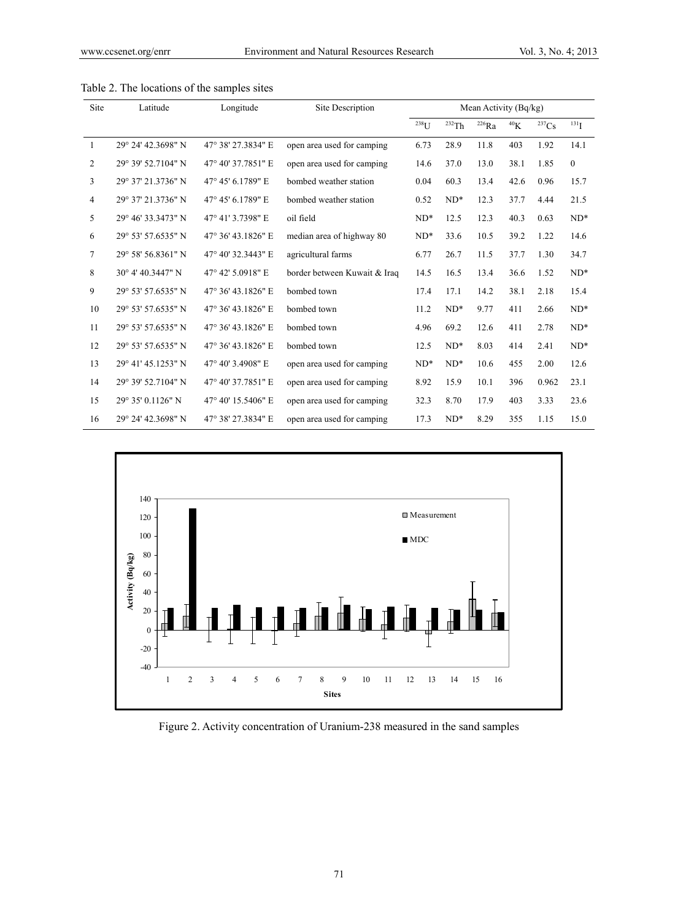Table 2. The locations of the samples sites

| Site | Latitude | Longitude | Site Description | Mean Activity (Bq/kg) | | | | | |
|---|---|---|---|---|---|---|---|---|---|
| | | | | $^{238}$U | $^{232}$Th | $^{226}$Ra | $^{40}$K | $^{237}$Cs | $^{131}$I |
| 1 | 29° 24' 42.3698" N | 47° 38' 27.3834" E | open area used for camping | 6.73 | 28.9 | 11.8 | 403 | 1.92 | 14.1 |
| 2 | 29° 39' 52.7104" N | 47° 40' 37.7851" E | open area used for camping | 14.6 | 37.0 | 13.0 | 38.1 | 1.85 | 0 |
| 3 | 29° 37' 21.3736" N | 47° 45' 6.1789" E | bombed weather station | 0.04 | 60.3 | 13.4 | 42.6 | 0.96 | 15.7 |
| 4 | 29° 37' 21.3736" N | 47° 45' 6.1789" E | bombed weather station | 0.52 | ND* | 12.3 | 37.7 | 4.44 | 21.5 |
| 5 | 29° 46' 33.3473" N | 47° 41' 3.7398" E | oil field | ND* | 12.5 | 12.3 | 40.3 | 0.63 | ND* |
| 6 | 29° 53' 57.6535" N | 47° 36' 43.1826" E | median area of highway 80 | ND* | 33.6 | 10.5 | 39.2 | 1.22 | 14.6 |
| 7 | 29° 58' 56.8361" N | 47° 40' 32.3443" E | agricultural farms | 6.77 | 26.7 | 11.5 | 37.7 | 1.30 | 34.7 |
| 8 | 30° 4' 40.3447" N | 47° 42' 5.0918" E | border between Kuwait & Iraq | 14.5 | 16.5 | 13.4 | 36.6 | 1.52 | ND* |
| 9 | 29° 53' 57.6535" N | 47° 36' 43.1826" E | bombed town | 17.4 | 17.1 | 14.2 | 38.1 | 2.18 | 15.4 |
| 10 | 29° 53' 57.6535" N | 47° 36' 43.1826" E | bombed town | 11.2 | ND* | 9.77 | 411 | 2.66 | ND* |
| 11 | 29° 53' 57.6535" N | 47° 36' 43.1826" E | bombed town | 4.96 | 69.2 | 12.6 | 411 | 2.78 | ND* |
| 12 | 29° 53' 57.6535" N | 47° 36' 43.1826" E | bombed town | 12.5 | ND* | 8.03 | 414 | 2.41 | ND* |
| 13 | 29° 41' 45.1253" N | 47° 40' 3.4908" E | open area used for camping | ND* | ND* | 10.6 | 455 | 2.00 | 12.6 |
| 14 | 29° 39' 52.7104" N | 47° 40' 37.7851" E | open area used for camping | 8.92 | 15.9 | 10.1 | 396 | 0.962 | 23.1 |
| 15 | 29° 35' 0.1126" N | 47° 40' 15.5406" E | open area used for camping | 32.3 | 8.70 | 17.9 | 403 | 3.33 | 23.6 |
| 16 | 29° 24' 42.3698" N | 47° 38' 27.3834" E | open area used for camping | 17.3 | ND* | 8.29 | 355 | 1.15 | 15.0 |

Figure 2. Activity concentration of Uranium-238 measured in the sand samples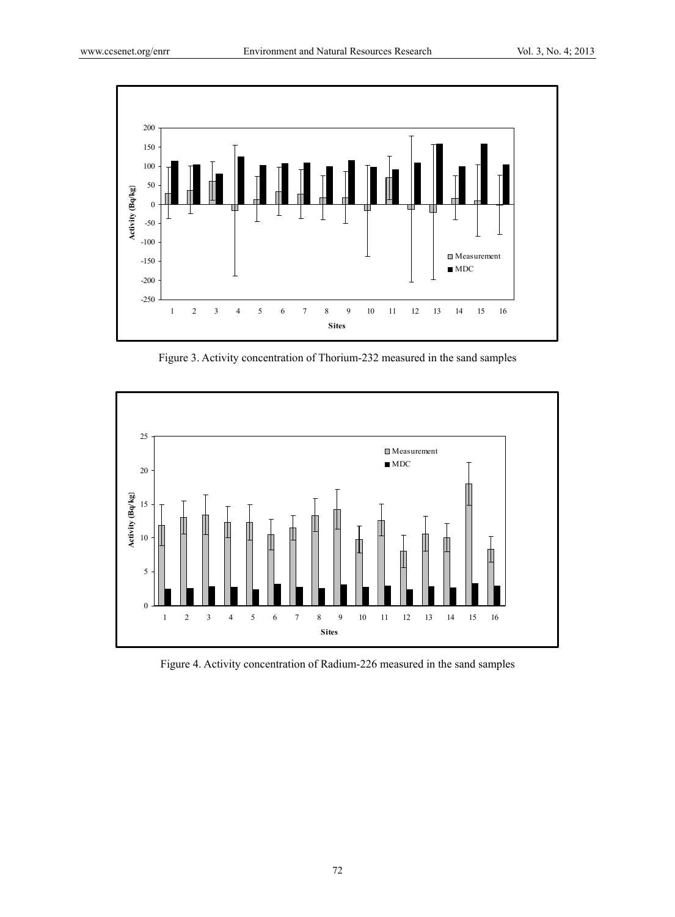Figure 3. Activity concentration of Thorium-232 measured in the sand samples

Figure 4. Activity concentration of Radium-226 measured in the sand samples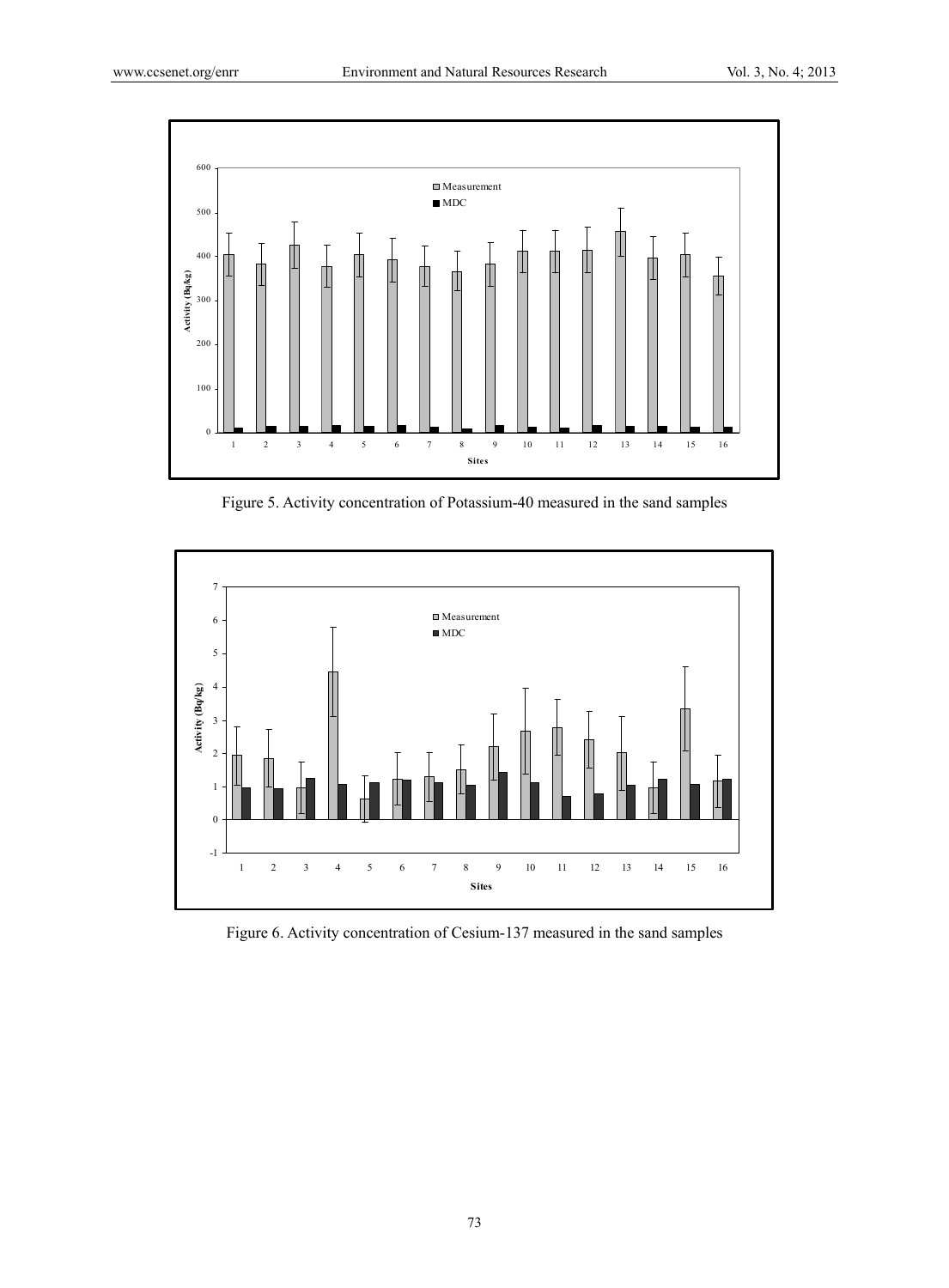Figure 5. Activity concentration of Potassium-40 measured in the sand samples

Figure 6. Activity concentration of Cesium-137 measured in the sand samples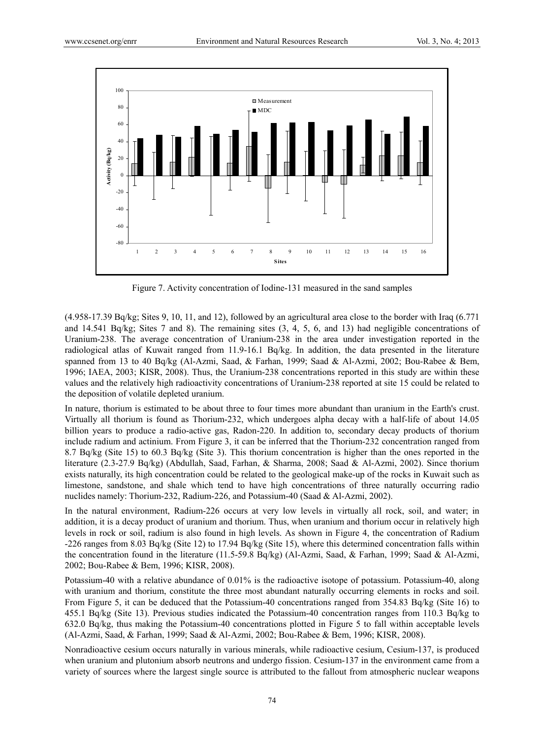Figure 7. Activity concentration of Iodine-131 measured in the sand samples

(4.958-17.39 Bq/kg; Sites 9, 10, 11, and 12), followed by an agricultural area close to the border with Iraq (6.771 and 14.541 Bq/kg; Sites 7 and 8). The remaining sites (3, 4, 5, 6, and 13) had negligible concentrations of Uranium-238. The average concentration of Uranium-238 in the area under investigation reported in the radiological atlas of Kuwait ranged from 11.9-16.1 Bq/kg. In addition, the data presented in the literature spanned from 13 to 40 Bq/kg (Al-Azmi, Saad, & Farhan, 1999; Saad & Al-Azmi, 2002; Bou-Rabee & Bem, 1996; IAEA, 2003; KISR, 2008). Thus, the Uranium-238 concentrations reported in this study are within these values and the relatively high radioactivity concentrations of Uranium-238 reported at site 15 could be related to the deposition of volatile depleted uranium.

In nature, thorium is estimated to be about three to four times more abundant than uranium in the Earth's crust. Virtually all thorium is found as Thorium-232, which undergoes alpha decay with a half-life of about 14.05 billion years to produce a radio-active gas, Radon-220. In addition to, secondary decay products of thorium include radium and actinium. From Figure 3, it can be inferred that the Thorium-232 concentration ranged from 8.7 Bq/kg (Site 15) to 60.3 Bq/kg (Site 3). This thorium concentration is higher than the ones reported in the literature (2.3-27.9 Bq/kg) (Abdullah, Saad, Farhan, & Sharma, 2008; Saad & Al-Azmi, 2002). Since thorium exists naturally, its high concentration could be related to the geological make-up of the rocks in Kuwait such as limestone, sandstone, and shale which tend to have high concentrations of three naturally occurring radio nuclides namely: Thorium-232, Radium-226, and Potassium-40 (Saad & Al-Azmi, 2002).

In the natural environment, Radium-226 occurs at very low levels in virtually all rock, soil, and water; in addition, it is a decay product of uranium and thorium. Thus, when uranium and thorium occur in relatively high levels in rock or soil, radium is also found in high levels. As shown in Figure 4, the concentration of Radium -226 ranges from 8.03 Bq/kg (Site 12) to 17.94 Bq/kg (Site 15), where this determined concentration falls within the concentration found in the literature (11.5-59.8 Bq/kg) (Al-Azmi, Saad, & Farhan, 1999; Saad & Al-Azmi, 2002; Bou-Rabee & Bem, 1996; KISR, 2008).

Potassium-40 with a relative abundance of 0.01% is the radioactive isotope of potassium. Potassium-40, along with uranium and thorium, constitute the three most abundant naturally occurring elements in rocks and soil. From Figure 5, it can be deduced that the Potassium-40 concentrations ranged from 354.83 Bq/kg (Site 16) to 455.1 Bq/kg (Site 13). Previous studies indicated the Potassium-40 concentration ranges from 110.3 Bq/kg to 632.0 Bq/kg, thus making the Potassium-40 concentrations plotted in Figure 5 to fall within acceptable levels (Al-Azmi, Saad, & Farhan, 1999; Saad & Al-Azmi, 2002; Bou-Rabee & Bem, 1996; KISR, 2008).

Nonradioactive cesium occurs naturally in various minerals, while radioactive cesium, Cesium-137, is produced when uranium and plutonium absorb neutrons and undergo fission. Cesium-137 in the environment came from a variety of sources where the largest single source is attributed to the fallout from atmospheric nuclear weapons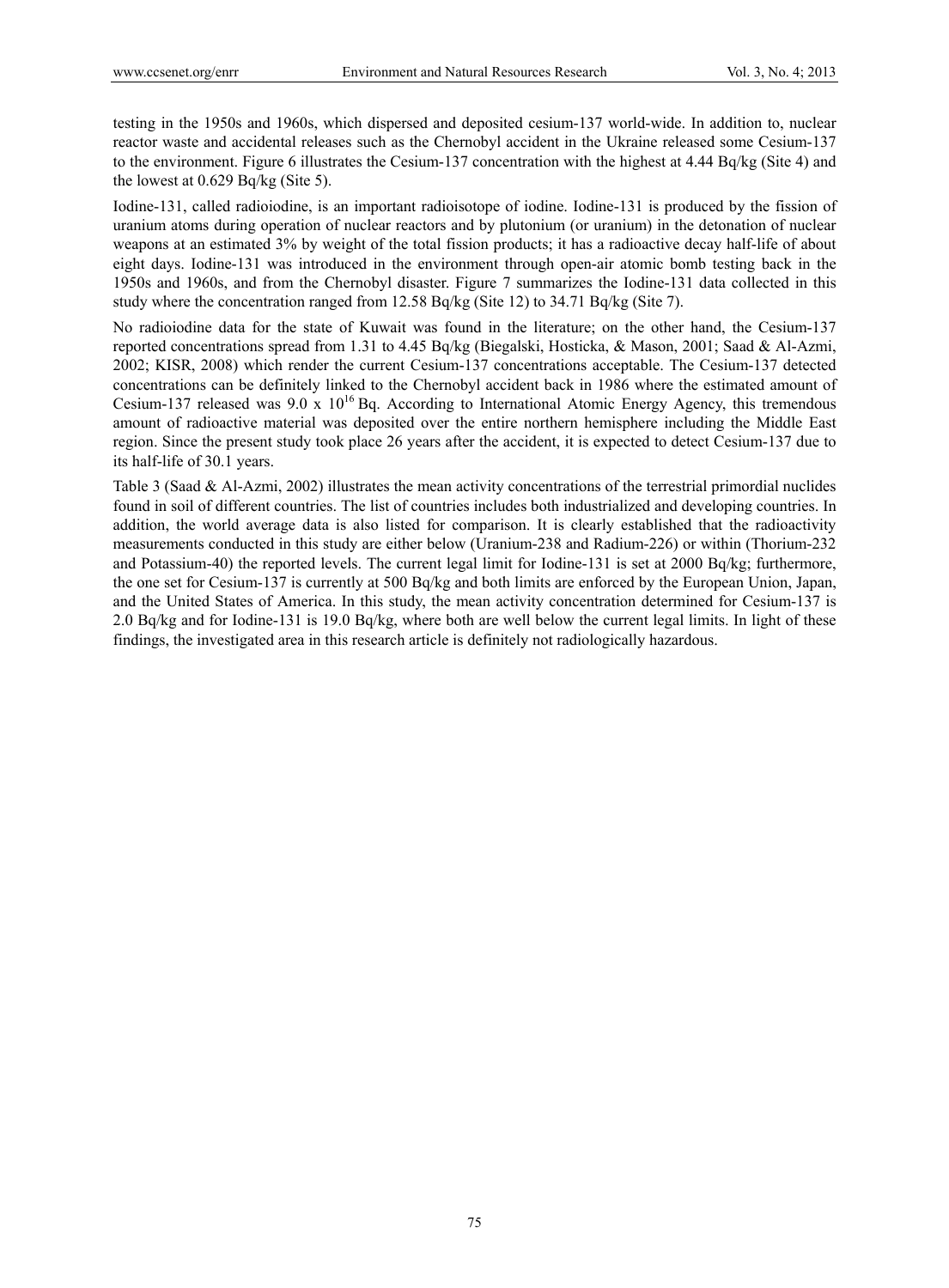testing in the 1950s and 1960s, which dispersed and deposited cesium-137 world-wide. In addition to, nuclear reactor waste and accidental releases such as the Chernobyl accident in the Ukraine released some Cesium-137 to the environment. Figure 6 illustrates the Cesium-137 concentration with the highest at 4.44 Bq/kg (Site 4) and the lowest at 0.629 Bq/kg (Site 5).

Iodine-131, called radioiodine, is an important radioisotope of iodine. Iodine-131 is produced by the fission of uranium atoms during operation of nuclear reactors and by plutonium (or uranium) in the detonation of nuclear weapons at an estimated 3% by weight of the total fission products; it has a radioactive decay half-life of about eight days. Iodine-131 was introduced in the environment through open-air atomic bomb testing back in the 1950s and 1960s, and from the Chernobyl disaster. Figure 7 summarizes the Iodine-131 data collected in this study where the concentration ranged from 12.58 Bq/kg (Site 12) to 34.71 Bq/kg (Site 7).

No radioiodine data for the state of Kuwait was found in the literature; on the other hand, the Cesium-137 reported concentrations spread from 1.31 to 4.45 Bq/kg (Biegalski, Hosticka, & Mason, 2001; Saad & Al-Azmi, 2002; KISR, 2008) which render the current Cesium-137 concentrations acceptable. The Cesium-137 detected concentrations can be definitely linked to the Chernobyl accident back in 1986 where the estimated amount of Cesium-137 released was $9.0 \times 10^{16}$ Bq. According to International Atomic Energy Agency, this tremendous amount of radioactive material was deposited over the entire northern hemisphere including the Middle East region. Since the present study took place 26 years after the accident, it is expected to detect Cesium-137 due to its half-life of 30.1 years.

Table 3 (Saad & Al-Azmi, 2002) illustrates the mean activity concentrations of the terrestrial primordial nuclides found in soil of different countries. The list of countries includes both industrialized and developing countries. In addition, the world average data is also listed for comparison. It is clearly established that the radioactivity measurements conducted in this study are either below (Uranium-238 and Radium-226) or within (Thorium-232 and Potassium-40) the reported levels. The current legal limit for Iodine-131 is set at 2000 Bq/kg; furthermore, the one set for Cesium-137 is currently at 500 Bq/kg and both limits are enforced by the European Union, Japan, and the United States of America. In this study, the mean activity concentration determined for Cesium-137 is 2.0 Bq/kg and for Iodine-131 is 19.0 Bq/kg, where both are well below the current legal limits. In light of these findings, the investigated area in this research article is definitely not radiologically hazardous.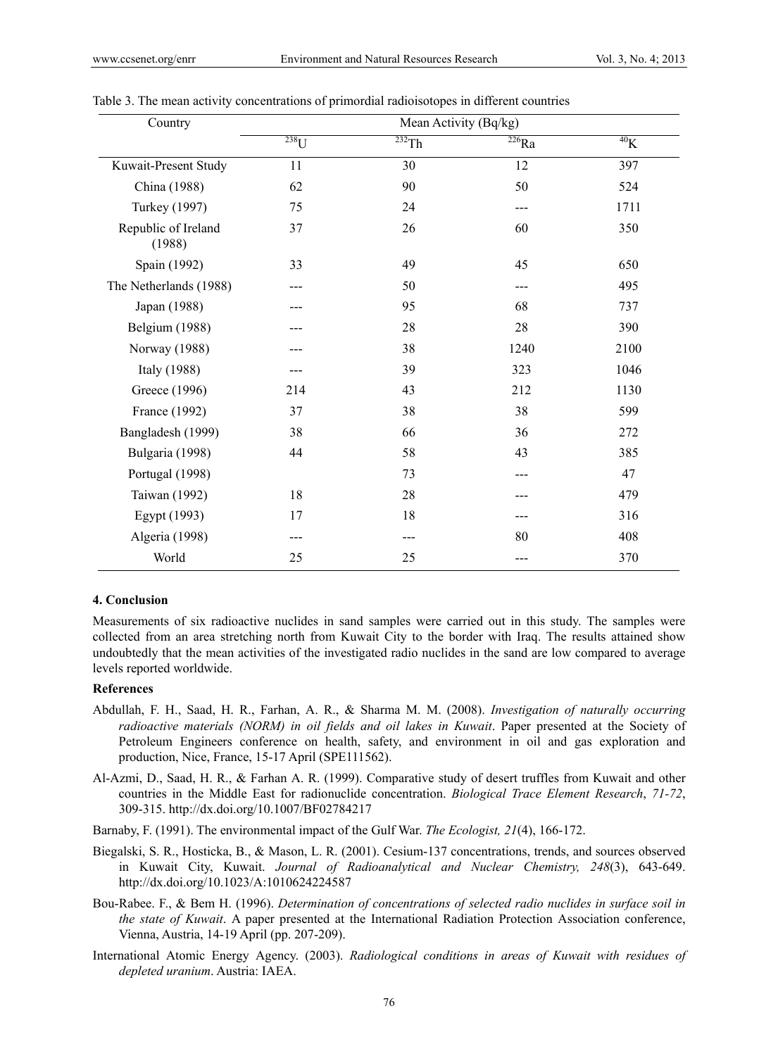Table 3. The mean activity concentrations of primordial radioisotopes in different countries

| Country | Mean Activity (Bq/kg) | | | |
|---|---|---|---|---|
| | $^{238}U$ | $^{232}Th$ | $^{226}Ra$ | $^{40}K$ |
| Kuwait-Present Study | 11 | 30 | 12 | 397 |
| China (1988) | 62 | 90 | 50 | 524 |
| Turkey (1997) | 75 | 24 | --- | 1711 |
| Republic of Ireland (1988) | 37 | 26 | 60 | 350 |
| Spain (1992) | 33 | 49 | 45 | 650 |
| The Netherlands (1988) | --- | 50 | --- | 495 |
| Japan (1988) | --- | 95 | 68 | 737 |
| Belgium (1988) | --- | 28 | 28 | 390 |
| Norway (1988) | --- | 38 | 1240 | 2100 |
| Italy (1988) | --- | 39 | 323 | 1046 |
| Greece (1996) | 214 | 43 | 212 | 1130 |
| France (1992) | 37 | 38 | 38 | 599 |
| Bangladesh (1999) | 38 | 66 | 36 | 272 |
| Bulgaria (1998) | 44 | 58 | 43 | 385 |
| Portugal (1998) | | 73 | --- | 47 |
| Taiwan (1992) | 18 | 28 | --- | 479 |
| Egypt (1993) | 17 | 18 | --- | 316 |
| Algeria (1998) | --- | --- | 80 | 408 |
| World | 25 | 25 | --- | 370 |

## 4. Conclusion

Measurements of six radioactive nuclides in sand samples were carried out in this study. The samples were collected from an area stretching north from Kuwait City to the border with Iraq. The results attained show undoubtedly that the mean activities of the investigated radio nuclides in the sand are low compared to average levels reported worldwide.

## References

Abdullah, F. H., Saad, H. R., Farhan, A. R., & Sharma M. M. (2008). *Investigation of naturally occurring radioactive materials (NORM) in oil fields and oil lakes in Kuwait*. Paper presented at the Society of Petroleum Engineers conference on health, safety, and environment in oil and gas exploration and production, Nice, France, 15-17 April (SPE111562).

Al-Azmi, D., Saad, H. R., & Farhan A. R. (1999). Comparative study of desert truffles from Kuwait and other countries in the Middle East for radionuclide concentration. *Biological Trace Element Research*, *71-72*, 309-315. http://dx.doi.org/10.1007/BF02784217

Barnaby, F. (1991). The environmental impact of the Gulf War. *The Ecologist, 21*(4), 166-172.

Biegalski, S. R., Hosticka, B., & Mason, L. R. (2001). Cesium-137 concentrations, trends, and sources observed in Kuwait City, Kuwait. *Journal of Radioanalytical and Nuclear Chemistry, 248*(3), 643-649. http://dx.doi.org/10.1023/A:1010624224587

Bou-Rabee. F., & Bem H. (1996). *Determination of concentrations of selected radio nuclides in surface soil in the state of Kuwait*. A paper presented at the International Radiation Protection Association conference, Vienna, Austria, 14-19 April (pp. 207-209).

International Atomic Energy Agency. (2003). *Radiological conditions in areas of Kuwait with residues of depleted uranium*. Austria: IAEA.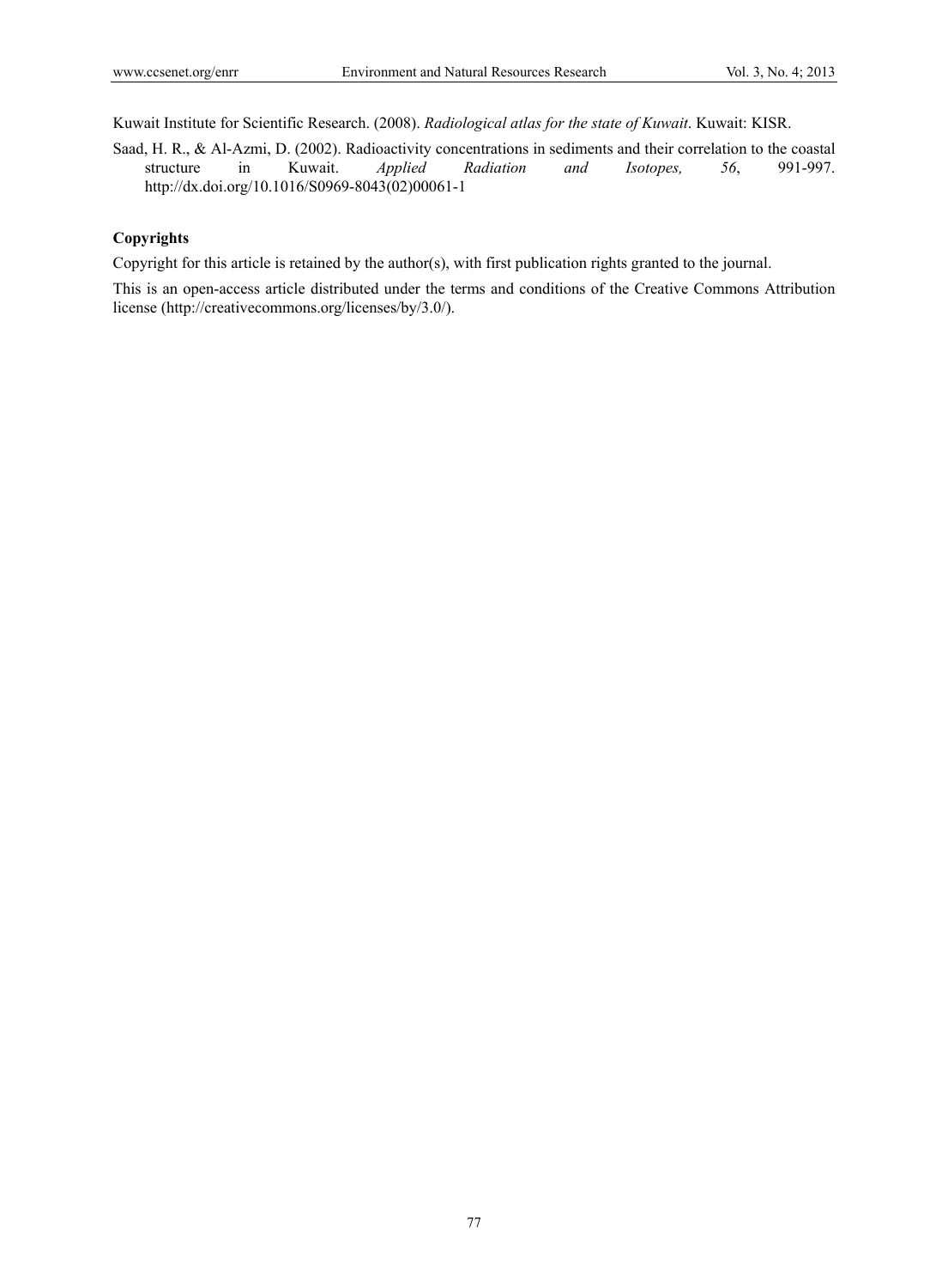Kuwait Institute for Scientific Research. (2008). *Radiological atlas for the state of Kuwait*. Kuwait: KISR.

Saad, H. R., & Al-Azmi, D. (2002). Radioactivity concentrations in sediments and their correlation to the coastal structure in Kuwait. *Applied Radiation and Isotopes, 56*, 991-997. http://dx.doi.org/10.1016/S0969-8043(02)00061-1

## Copyrights

Copyright for this article is retained by the author(s), with first publication rights granted to the journal.

This is an open-access article distributed under the terms and conditions of the Creative Commons Attribution license (http://creativecommons.org/licenses/by/3.0/).